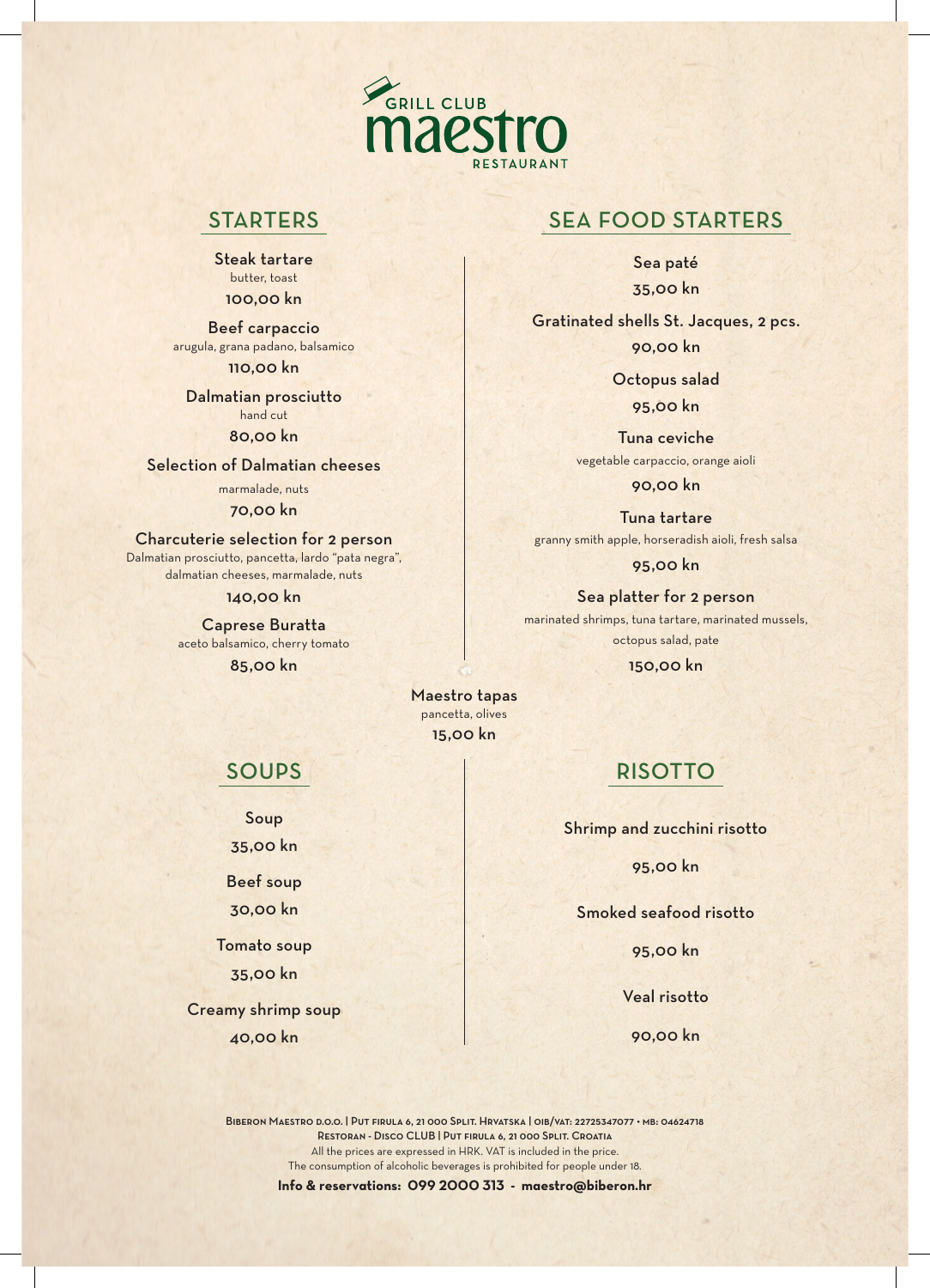# GRILL CLUB maestro RESTAURANT

## STARTERS

**Steak tartare**
butter, toast
100,00 kn

**Beef carpaccio**
arugula, grana padano, balsamico
110,00 kn

**Dalmatian prosciutto**
hand cut
80,00 kn

**Selection of Dalmatian cheeses**
marmalade, nuts
70,00 kn

**Charcuterie selection for 2 person**
Dalmatian prosciutto, pancetta, lardo "pata negra", dalmatian cheeses, marmalade, nuts
140,00 kn

**Caprese Buratta**
aceto balsamico, cherry tomato
85,00 kn

## SEA FOOD STARTERS

**Sea paté**
35,00 kn

**Gratinated shells St. Jacques, 2 pcs.**
90,00 kn

**Octopus salad**
95,00 kn

**Tuna ceviche**
vegetable carpaccio, orange aioli
90,00 kn

**Tuna tartare**
granny smith apple, horseradish aioli, fresh salsa
95,00 kn

**Sea platter for 2 person**
marinated shrimps, tuna tartare, marinated mussels, octopus salad, pate
150,00 kn

**Maestro tapas**
pancetta, olives
15,00 kn

## SOUPS

**Soup**
35,00 kn

**Beef soup**
30,00 kn

**Tomato soup**
35,00 kn

**Creamy shrimp soup**
40,00 kn

## RISOTTO

**Shrimp and zucchini risotto**
95,00 kn

**Smoked seafood risotto**
95,00 kn

**Veal risotto**
90,00 kn

---

Biberon Maestro d.o.o. | Put firula 6, 21 000 Split. Hrvatska | OIB/VAT: 22725347077 • MB: 04624718
Restoran - Disco CLUB | Put firula 6, 21 000 Split. Croatia
All the prices are expressed in HRK. VAT is included in the price.
The consumption of alcoholic beverages is prohibited for people under 18.

**Info & reservations: 099 2000 313 - maestro@biberon.hr**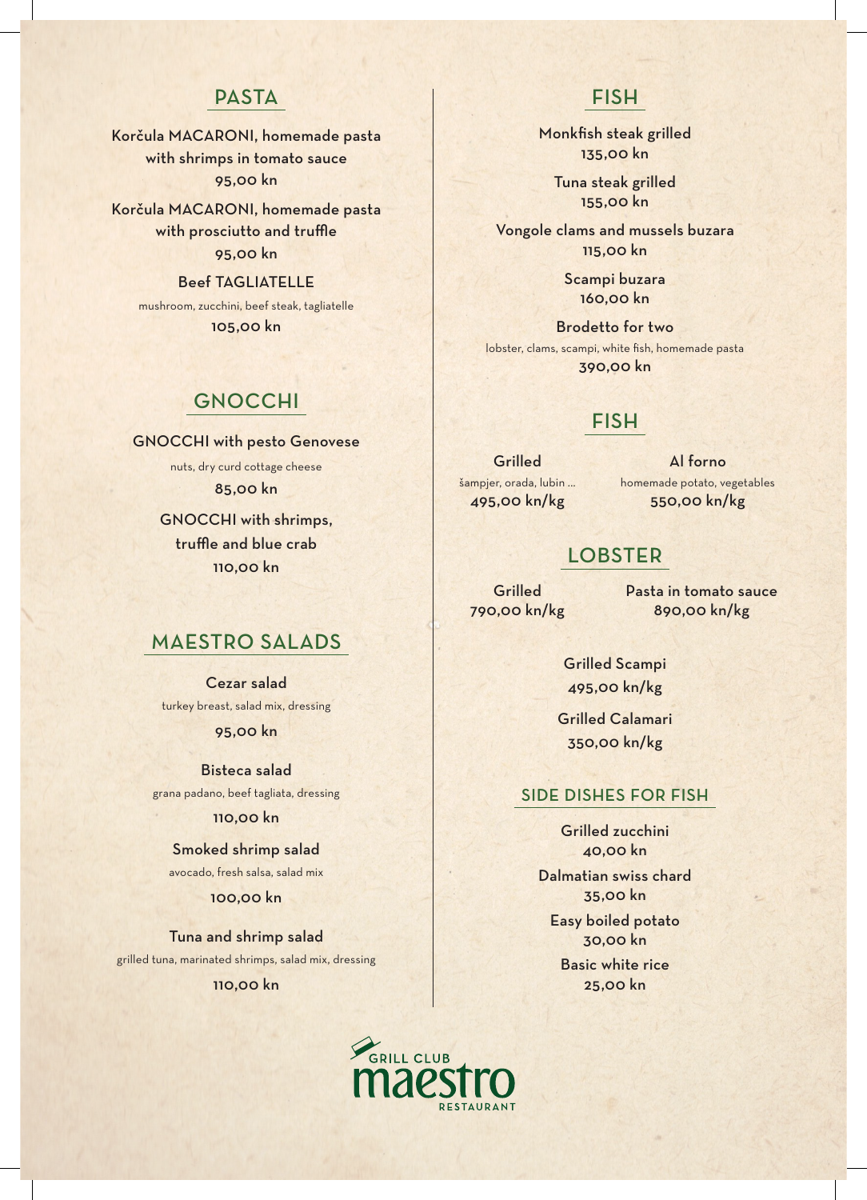## PASTA

Korčula MACARONI, homemade pasta with shrimps in tomato sauce
95,00 kn

Korčula MACARONI, homemade pasta with prosciutto and truffle
95,00 kn

Beef TAGLIATELLE
mushroom, zucchini, beef steak, tagliatelle
105,00 kn

## GNOCCHI

GNOCCHI with pesto Genovese
nuts, dry curd cottage cheese
85,00 kn

GNOCCHI with shrimps, truffle and blue crab
110,00 kn

## MAESTRO SALADS

Cezar salad
turkey breast, salad mix, dressing
95,00 kn

Bisteca salad
grana padano, beef tagliata, dressing
110,00 kn

Smoked shrimp salad
avocado, fresh salsa, salad mix
100,00 kn

Tuna and shrimp salad
grilled tuna, marinated shrimps, salad mix, dressing
110,00 kn

## FISH

Monkfish steak grilled
135,00 kn

Tuna steak grilled
155,00 kn

Vongole clams and mussels buzara
115,00 kn

Scampi buzara
160,00 kn

Brodetto for two
lobster, clams, scampi, white fish, homemade pasta
390,00 kn

## FISH

Grilled
šampjer, orada, lubin ...
495,00 kn/kg

Al forno
homemade potato, vegetables
550,00 kn/kg

## LOBSTER

Grilled
790,00 kn/kg

Pasta in tomato sauce
890,00 kn/kg

Grilled Scampi
495,00 kn/kg

Grilled Calamari
350,00 kn/kg

## SIDE DISHES FOR FISH

Grilled zucchini
40,00 kn

Dalmatian swiss chard
35,00 kn

Easy boiled potato
30,00 kn

Basic white rice
25,00 kn

GRILL CLUB maestro RESTAURANT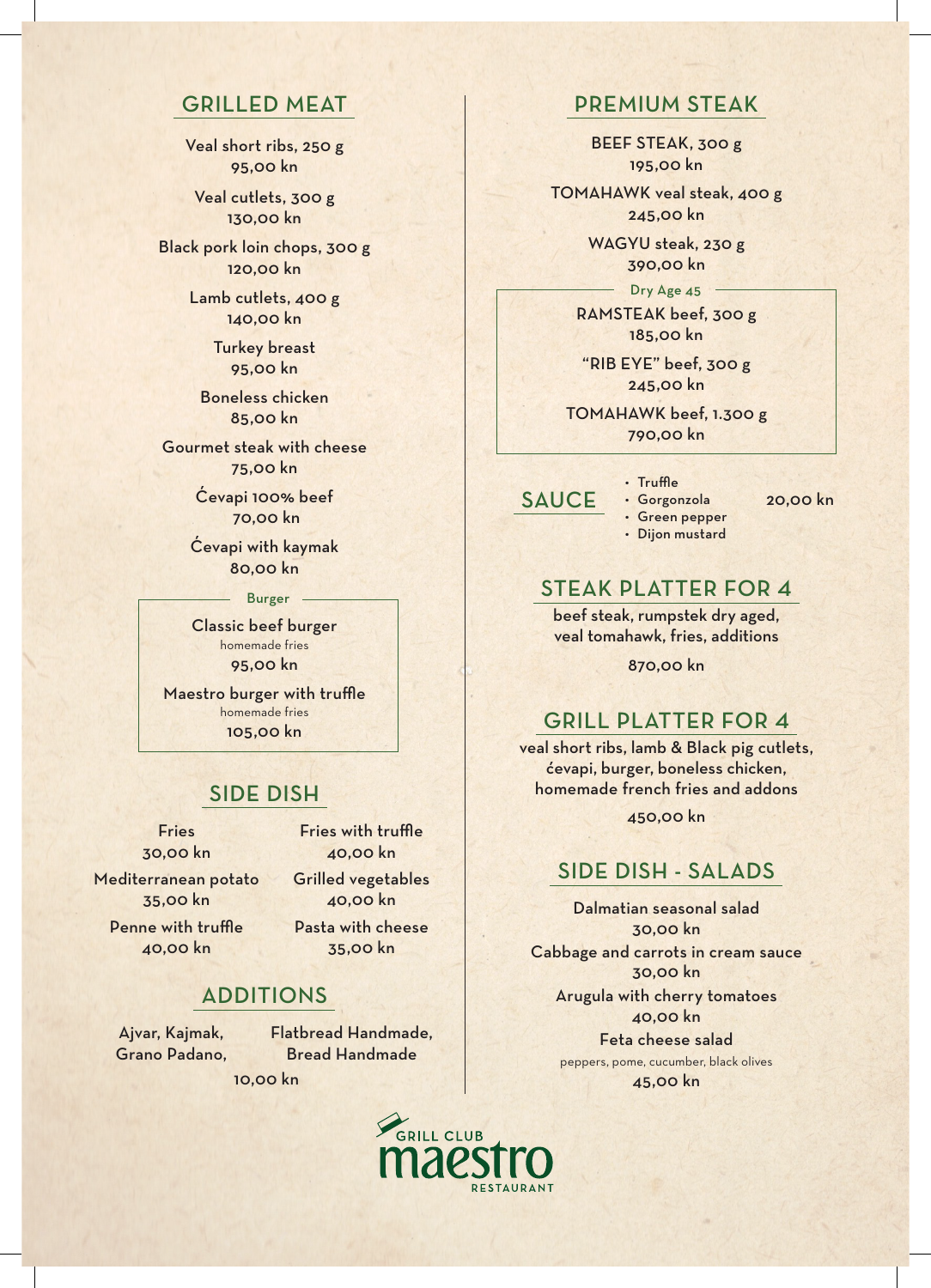## GRILLED MEAT

Veal short ribs, 250 g
95,00 kn

Veal cutlets, 300 g
130,00 kn

Black pork loin chops, 300 g
120,00 kn

Lamb cutlets, 400 g
140,00 kn

Turkey breast
95,00 kn

Boneless chicken
85,00 kn

Gourmet steak with cheese
75,00 kn

Ćevapi 100% beef
70,00 kn

Ćevapi with kaymak
80,00 kn

### Burger

Classic beef burger
homemade fries
95,00 kn

Maestro burger with truffle
homemade fries
105,00 kn

## SIDE DISH

Fries
30,00 kn

Fries with truffle
40,00 kn

Mediterranean potato
35,00 kn

Grilled vegetables
40,00 kn

Penne with truffle
40,00 kn

Pasta with cheese
35,00 kn

## ADDITIONS

Ajvar, Kajmak, Grano Padano, Flatbread Handmade, Bread Handmade
10,00 kn

## PREMIUM STEAK

BEEF STEAK, 300 g
195,00 kn

TOMAHAWK veal steak, 400 g
245,00 kn

WAGYU steak, 230 g
390,00 kn

### Dry Age 45

RAMSTEAK beef, 300 g
185,00 kn

"RIB EYE" beef, 300 g
245,00 kn

TOMAHAWK beef, 1.300 g
790,00 kn

## SAUCE

- Truffle
- Gorgonzola
- Green pepper
- Dijon mustard

20,00 kn

## STEAK PLATTER FOR 4

beef steak, rumpstek dry aged, veal tomahawk, fries, additions

870,00 kn

## GRILL PLATTER FOR 4

veal short ribs, lamb & Black pig cutlets, ćevapi, burger, boneless chicken, homemade french fries and addons

450,00 kn

## SIDE DISH - SALADS

Dalmatian seasonal salad
30,00 kn

Cabbage and carrots in cream sauce
30,00 kn

Arugula with cherry tomatoes
40,00 kn

Feta cheese salad
peppers, pome, cucumber, black olives
45,00 kn

GRILL CLUB maestro RESTAURANT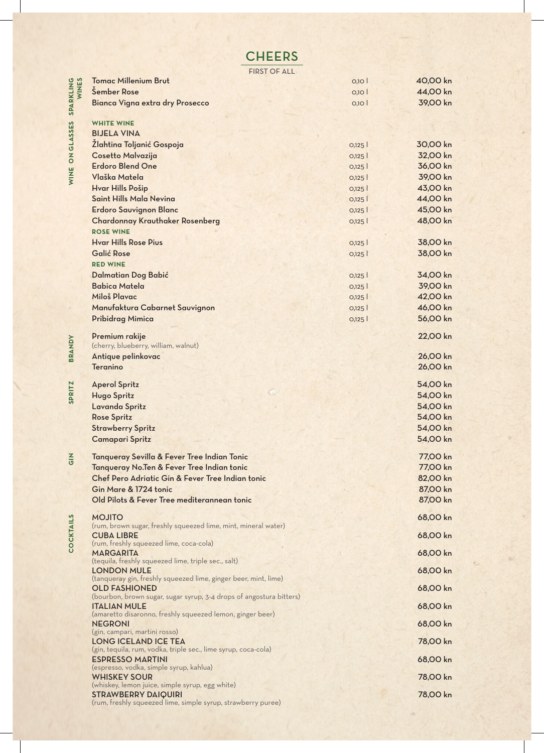# CHEERS

FIRST OF ALL

## SPARKLING WINES

| | | |
|---|---|---|
| Tomac Millenium Brut | 0,10 l | 40,00 kn |
| Šember Rose | 0,10 l | 44,00 kn |
| Bianca Vigna extra dry Prosecco | 0,10 l | 39,00 kn |

## WINE ON GLASSES

**WHITE WINE**

BIJELA VINA

| | | |
|---|---|---|
| Žlahtina Toljanić Gospoja | 0,125 l | 30,00 kn |
| Cosetto Malvazija | 0,125 l | 32,00 kn |
| Erdoro Blend One | 0,125 l | 36,00 kn |
| Vlaška Matela | 0,125 l | 39,00 kn |
| Hvar Hills Pošip | 0,125 l | 43,00 kn |
| Saint Hills Mala Nevina | 0,125 l | 44,00 kn |
| Erdoro Sauvignon Blanc | 0,125 l | 45,00 kn |
| Chardonnay Krauthaker Rosenberg | 0,125 l | 48,00 kn |

**ROSE WINE**

| | | |
|---|---|---|
| Hvar Hills Rose Pius | 0,125 l | 38,00 kn |
| Galić Rose | 0,125 l | 38,00 kn |

**RED WINE**

| | | |
|---|---|---|
| Dalmatian Dog Babić | 0,125 l | 34,00 kn |
| Babica Matela | 0,125 l | 39,00 kn |
| Miloš Plavac | 0,125 l | 42,00 kn |
| Manufaktura Cabernet Sauvignon | 0,125 l | 46,00 kn |
| Pribidrag Mimica | 0,125 l | 56,00 kn |

## BRANDY

| | |
|---|---|
| Premium rakije (cherry, blueberry, william, walnut) | 22,00 kn |
| Antique pelinkovac | 26,00 kn |
| Teranino | 26,00 kn |

## SPRITZ

| | |
|---|---|
| Aperol Spritz | 54,00 kn |
| Hugo Spritz | 54,00 kn |
| Lavanda Spritz | 54,00 kn |
| Rose Spritz | 54,00 kn |
| Strawberry Spritz | 54,00 kn |
| Camapari Spritz | 54,00 kn |

## GIN

| | |
|---|---|
| Tanqueray Sevilla & Fever Tree Indian Tonic | 77,00 kn |
| Tanqueray No.Ten & Fever Tree Indian tonic | 77,00 kn |
| Chef Pero Adriatic Gin & Fever Tree Indian tonic | 82,00 kn |
| Gin Mare & 1724 tonic | 87,00 kn |
| Old Pilots & Fever Tree mediterannean tonic | 87,00 kn |

## COCKTAILS

| | |
|---|---|
| MOJITO (rum, brown sugar, freshly squeezed lime, mint, mineral water) | 68,00 kn |
| CUBA LIBRE (rum, freshly squeezed lime, coca-cola) | 68,00 kn |
| MARGARITA (tequila, freshly squeezed lime, triple sec., salt) | 68,00 kn |
| LONDON MULE (tanqueray gin, freshly squeezed lime, ginger beer, mint, lime) | 68,00 kn |
| OLD FASHIONED (bourbon, brown sugar, sugar syrup, 3-4 drops of angostura bitters) | 68,00 kn |
| ITALIAN MULE (amaretto disaronno, freshly squeezed lemon, ginger beer) | 68,00 kn |
| NEGRONI (gin, campari, martini rosso) | 68,00 kn |
| LONG ICELAND ICE TEA (gin, tequila, rum, vodka, triple sec., lime syrup, coca-cola) | 78,00 kn |
| ESPRESSO MARTINI (espresso, vodka, simple syrup, kahlua) | 68,00 kn |
| WHISKEY SOUR (whiskey, lemon juice, simple syrup, egg white) | 78,00 kn |
| STRAWBERRY DAIQUIRI (rum, freshly squeezed lime, simple syrup, strawberry puree) | 78,00 kn |